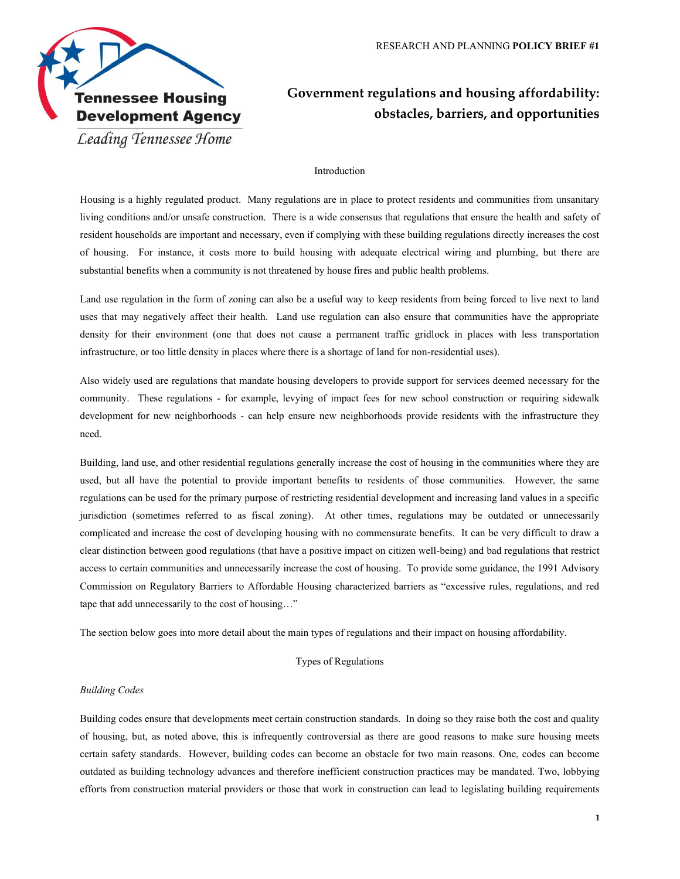Tennessee Housing Development Agency

*Leading Tennessee Home*

RESEARCH AND PLANNING **POLICY BRIEF #1**

# Government regulations and housing affordability: obstacles, barriers, and opportunities

## Introduction

Housing is a highly regulated product. Many regulations are in place to protect residents and communities from unsanitary living conditions and/or unsafe construction. There is a wide consensus that regulations that ensure the health and safety of resident households are important and necessary, even if complying with these building regulations directly increases the cost of housing. For instance, it costs more to build housing with adequate electrical wiring and plumbing, but there are substantial benefits when a community is not threatened by house fires and public health problems.

Land use regulation in the form of zoning can also be a useful way to keep residents from being forced to live next to land uses that may negatively affect their health. Land use regulation can also ensure that communities have the appropriate density for their environment (one that does not cause a permanent traffic gridlock in places with less transportation infrastructure, or too little density in places where there is a shortage of land for non-residential uses).

Also widely used are regulations that mandate housing developers to provide support for services deemed necessary for the community. These regulations - for example, levying of impact fees for new school construction or requiring sidewalk development for new neighborhoods - can help ensure new neighborhoods provide residents with the infrastructure they need.

Building, land use, and other residential regulations generally increase the cost of housing in the communities where they are used, but all have the potential to provide important benefits to residents of those communities. However, the same regulations can be used for the primary purpose of restricting residential development and increasing land values in a specific jurisdiction (sometimes referred to as fiscal zoning). At other times, regulations may be outdated or unnecessarily complicated and increase the cost of developing housing with no commensurate benefits. It can be very difficult to draw a clear distinction between good regulations (that have a positive impact on citizen well-being) and bad regulations that restrict access to certain communities and unnecessarily increase the cost of housing. To provide some guidance, the 1991 Advisory Commission on Regulatory Barriers to Affordable Housing characterized barriers as "excessive rules, regulations, and red tape that add unnecessarily to the cost of housing…"

The section below goes into more detail about the main types of regulations and their impact on housing affordability.

## Types of Regulations

### *Building Codes*

Building codes ensure that developments meet certain construction standards. In doing so they raise both the cost and quality of housing, but, as noted above, this is infrequently controversial as there are good reasons to make sure housing meets certain safety standards. However, building codes can become an obstacle for two main reasons. One, codes can become outdated as building technology advances and therefore inefficient construction practices may be mandated. Two, lobbying efforts from construction material providers or those that work in construction can lead to legislating building requirements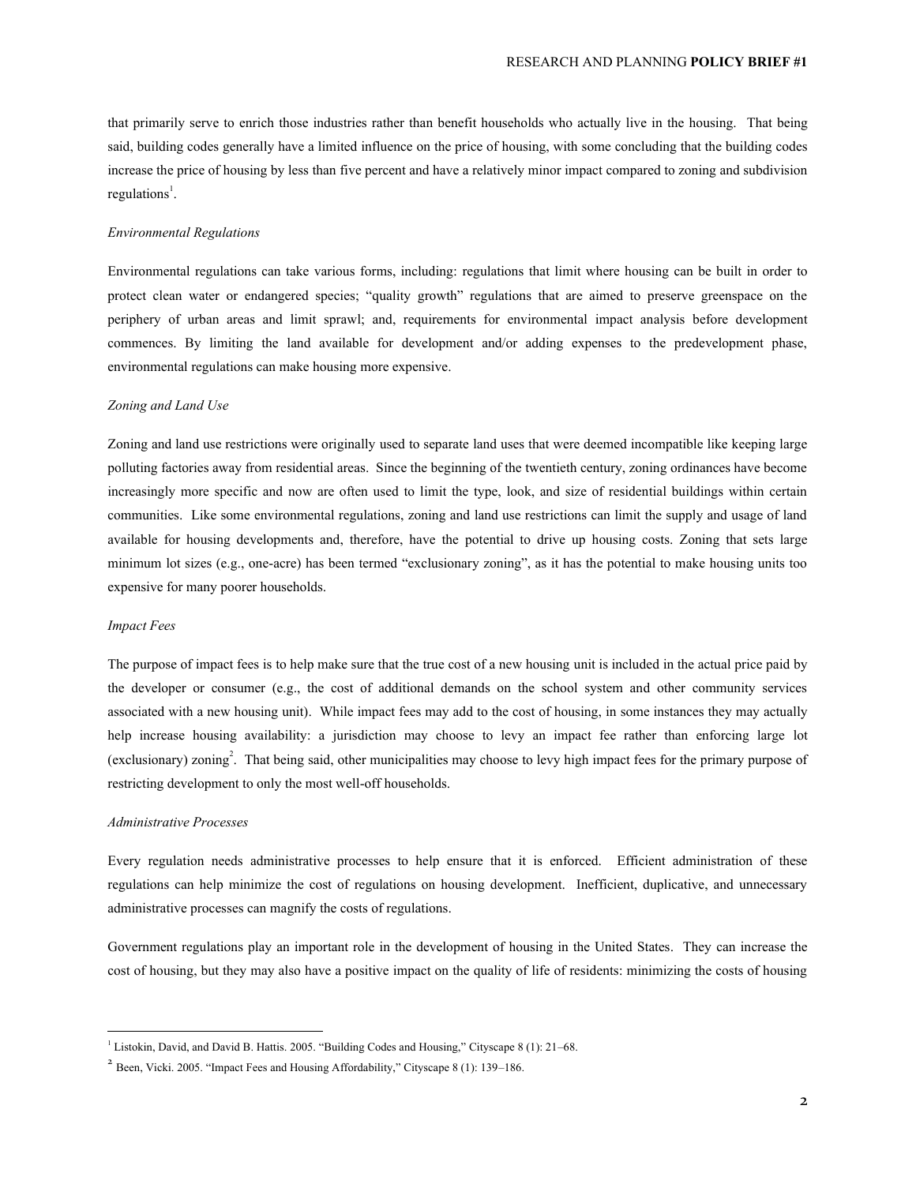that primarily serve to enrich those industries rather than benefit households who actually live in the housing. That being said, building codes generally have a limited influence on the price of housing, with some concluding that the building codes increase the price of housing by less than five percent and have a relatively minor impact compared to zoning and subdivision regulations[1].

*Environmental Regulations*

Environmental regulations can take various forms, including: regulations that limit where housing can be built in order to protect clean water or endangered species; "quality growth" regulations that are aimed to preserve greenspace on the periphery of urban areas and limit sprawl; and, requirements for environmental impact analysis before development commences. By limiting the land available for development and/or adding expenses to the predevelopment phase, environmental regulations can make housing more expensive.

*Zoning and Land Use*

Zoning and land use restrictions were originally used to separate land uses that were deemed incompatible like keeping large polluting factories away from residential areas. Since the beginning of the twentieth century, zoning ordinances have become increasingly more specific and now are often used to limit the type, look, and size of residential buildings within certain communities. Like some environmental regulations, zoning and land use restrictions can limit the supply and usage of land available for housing developments and, therefore, have the potential to drive up housing costs. Zoning that sets large minimum lot sizes (e.g., one-acre) has been termed "exclusionary zoning", as it has the potential to make housing units too expensive for many poorer households.

*Impact Fees*

The purpose of impact fees is to help make sure that the true cost of a new housing unit is included in the actual price paid by the developer or consumer (e.g., the cost of additional demands on the school system and other community services associated with a new housing unit). While impact fees may add to the cost of housing, in some instances they may actually help increase housing availability: a jurisdiction may choose to levy an impact fee rather than enforcing large lot (exclusionary) zoning[2]. That being said, other municipalities may choose to levy high impact fees for the primary purpose of restricting development to only the most well-off households.

*Administrative Processes*

Every regulation needs administrative processes to help ensure that it is enforced. Efficient administration of these regulations can help minimize the cost of regulations on housing development. Inefficient, duplicative, and unnecessary administrative processes can magnify the costs of regulations.

Government regulations play an important role in the development of housing in the United States. They can increase the cost of housing, but they may also have a positive impact on the quality of life of residents: minimizing the costs of housing

---

[1] Listokin, David, and David B. Hattis. 2005. "Building Codes and Housing," Cityscape 8 (1): 21–68.

[2] Been, Vicki. 2005. "Impact Fees and Housing Affordability," Cityscape 8 (1): 139–186.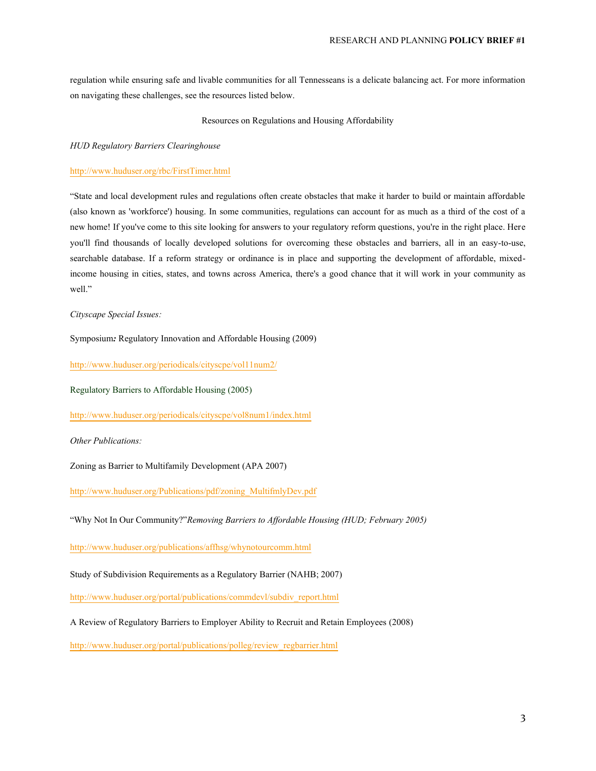regulation while ensuring safe and livable communities for all Tennesseans is a delicate balancing act. For more information on navigating these challenges, see the resources listed below.

## Resources on Regulations and Housing Affordability

*HUD Regulatory Barriers Clearinghouse*

http://www.huduser.org/rbc/FirstTimer.html

"State and local development rules and regulations often create obstacles that make it harder to build or maintain affordable (also known as 'workforce') housing. In some communities, regulations can account for as much as a third of the cost of a new home! If you've come to this site looking for answers to your regulatory reform questions, you're in the right place. Here you'll find thousands of locally developed solutions for overcoming these obstacles and barriers, all in an easy-to-use, searchable database. If a reform strategy or ordinance is in place and supporting the development of affordable, mixed-income housing in cities, states, and towns across America, there's a good chance that it will work in your community as well."

*Cityscape Special Issues:*

Symposium***:*** Regulatory Innovation and Affordable Housing (2009)

http://www.huduser.org/periodicals/cityscpe/vol11num2/

Regulatory Barriers to Affordable Housing (2005)

http://www.huduser.org/periodicals/cityscpe/vol8num1/index.html

*Other Publications:*

Zoning as Barrier to Multifamily Development (APA 2007)

http://www.huduser.org/Publications/pdf/zoning_MultifmlyDev.pdf

"Why Not In Our Community?"*Removing Barriers to Affordable Housing (HUD; February 2005)*

http://www.huduser.org/publications/affhsg/whynotourcomm.html

Study of Subdivision Requirements as a Regulatory Barrier (NAHB; 2007)

http://www.huduser.org/portal/publications/commdevl/subdiv_report.html

A Review of Regulatory Barriers to Employer Ability to Recruit and Retain Employees (2008)

http://www.huduser.org/portal/publications/polleg/review_regbarrier.html